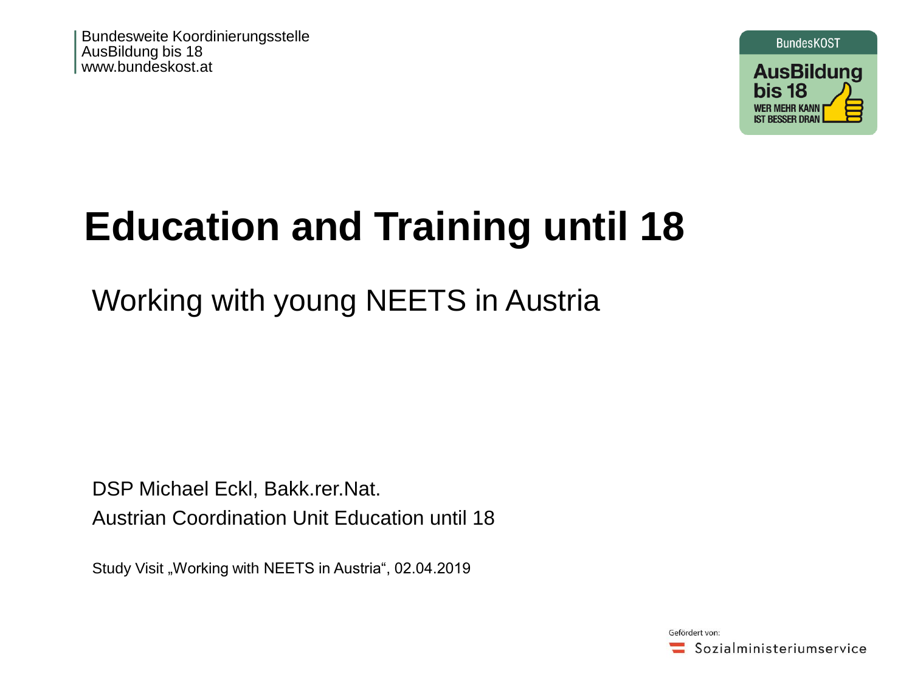Bundesweite Koordinierungsstelle
AusBildung bis 18
www.bundeskost.at

# Education and Training until 18

## Working with young NEETS in Austria

DSP Michael Eckl, Bakk.rer.Nat.
Austrian Coordination Unit Education until 18

Study Visit „Working with NEETS in Austria“, 02.04.2019

Gefördert von:
Sozialministeriumservice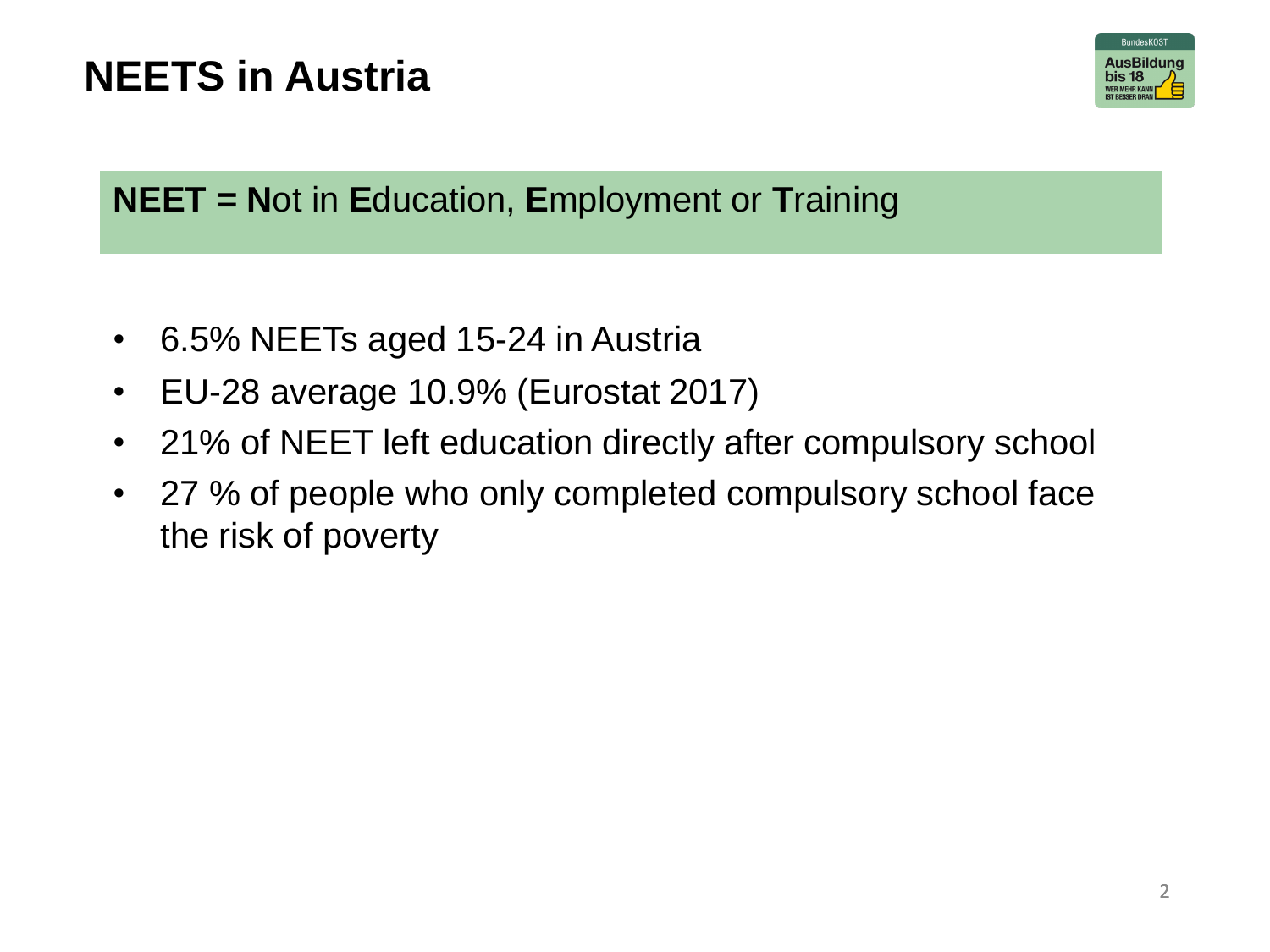# NEETS in Austria

**NEET = N**ot in **E**ducation, **E**mployment or **T**raining

- 6.5% NEETs aged 15-24 in Austria
- EU-28 average 10.9% (Eurostat 2017)
- 21% of NEET left education directly after compulsory school
- 27 % of people who only completed compulsory school face the risk of poverty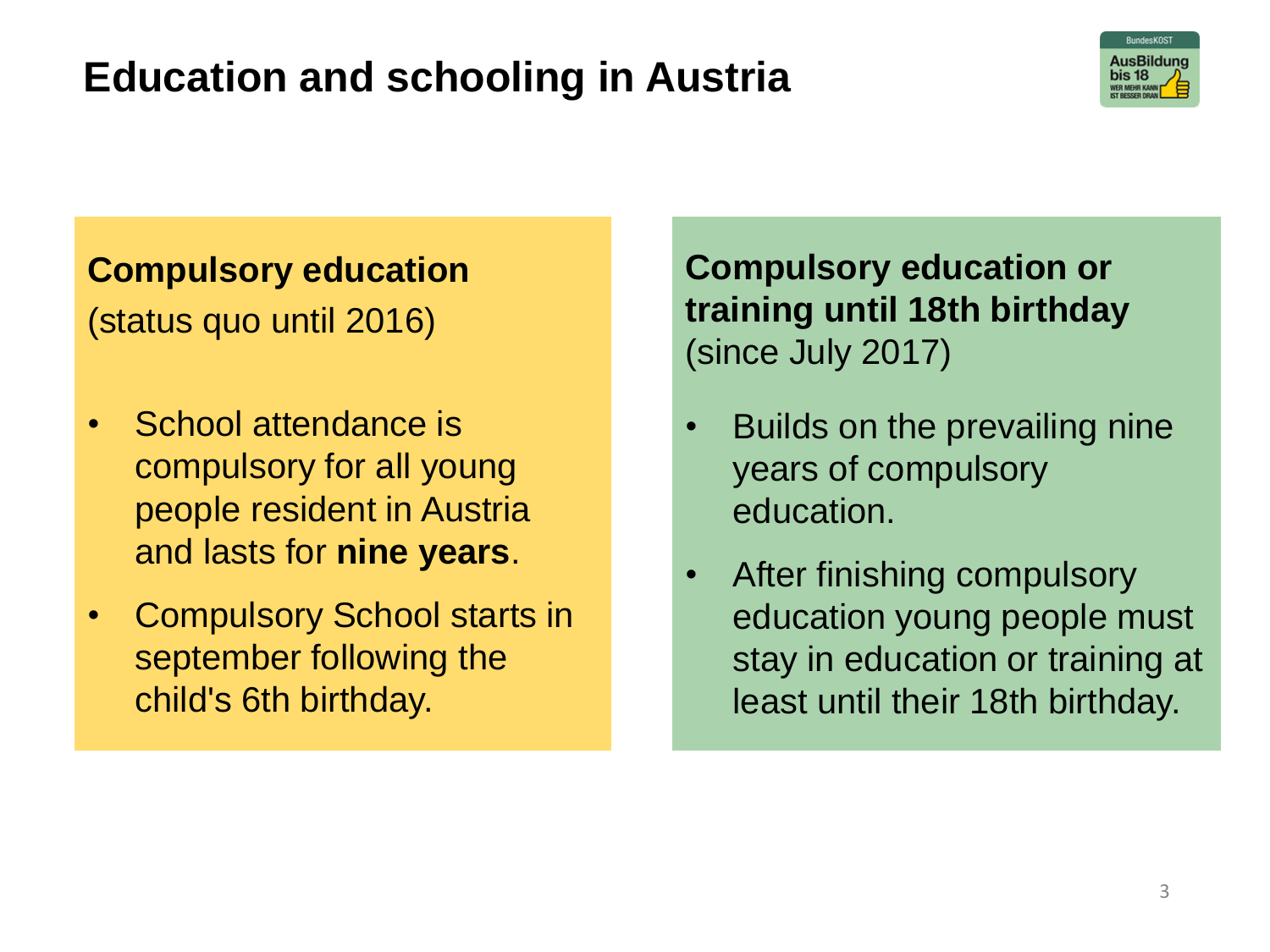# Education and schooling in Austria

**Compulsory education**
(status quo until 2016)

- School attendance is compulsory for all young people resident in Austria and lasts for **nine years**.
- Compulsory School starts in september following the child's 6th birthday.

**Compulsory education or training until 18th birthday**
(since July 2017)

- Builds on the prevailing nine years of compulsory education.
- After finishing compulsory education young people must stay in education or training at least until their 18th birthday.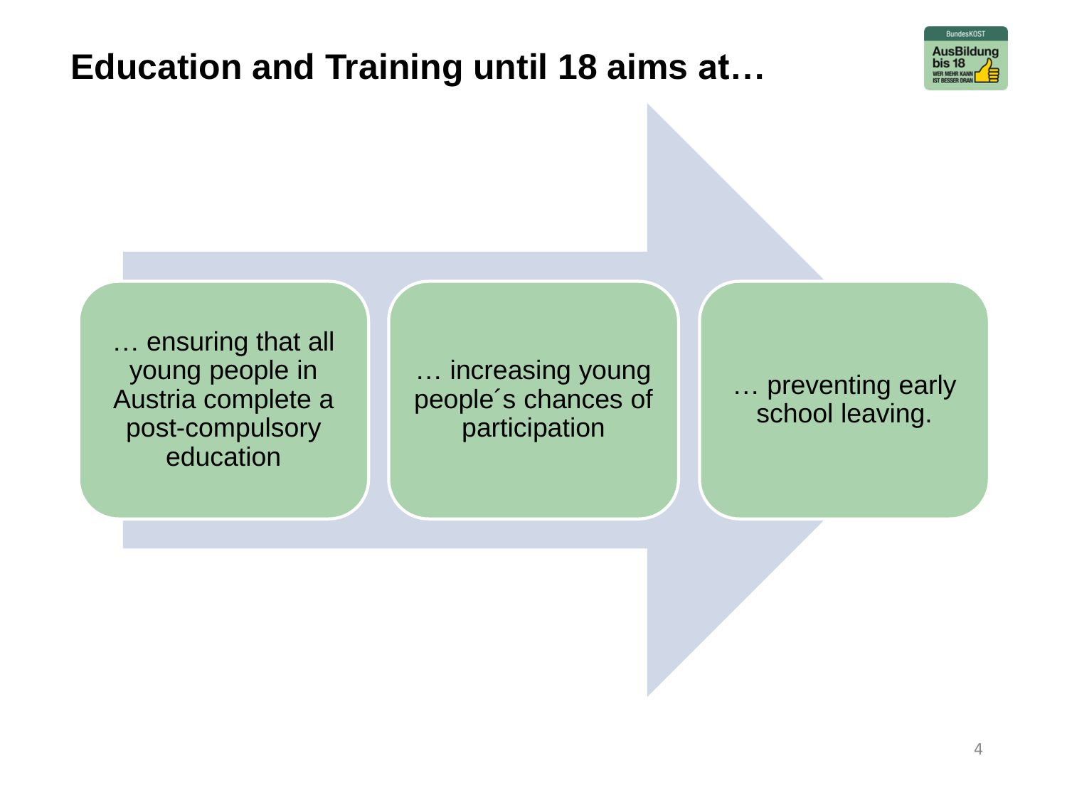# Education and Training until 18 aims at…

- … ensuring that all young people in Austria complete a post-compulsory education
- … increasing young people´s chances of participation
- … preventing early school leaving.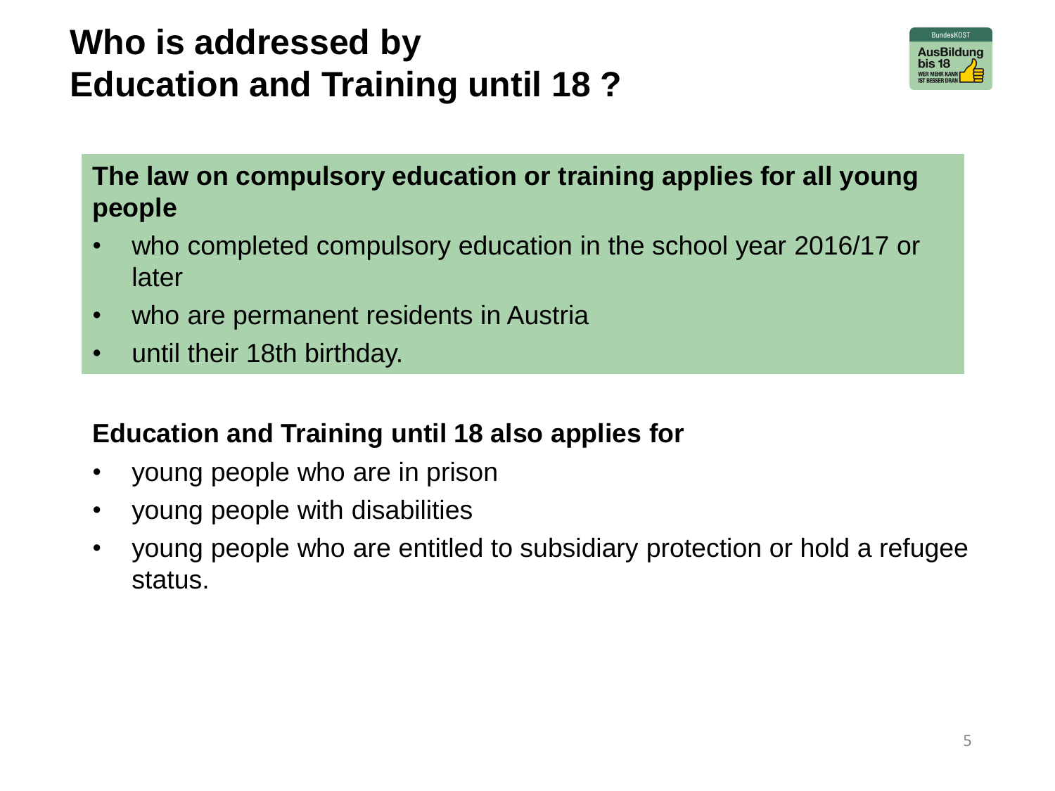# Who is addressed by Education and Training until 18 ?

**The law on compulsory education or training applies for all young people**

- who completed compulsory education in the school year 2016/17 or later
- who are permanent residents in Austria
- until their 18th birthday.

**Education and Training until 18 also applies for**

- young people who are in prison
- young people with disabilities
- young people who are entitled to subsidiary protection or hold a refugee status.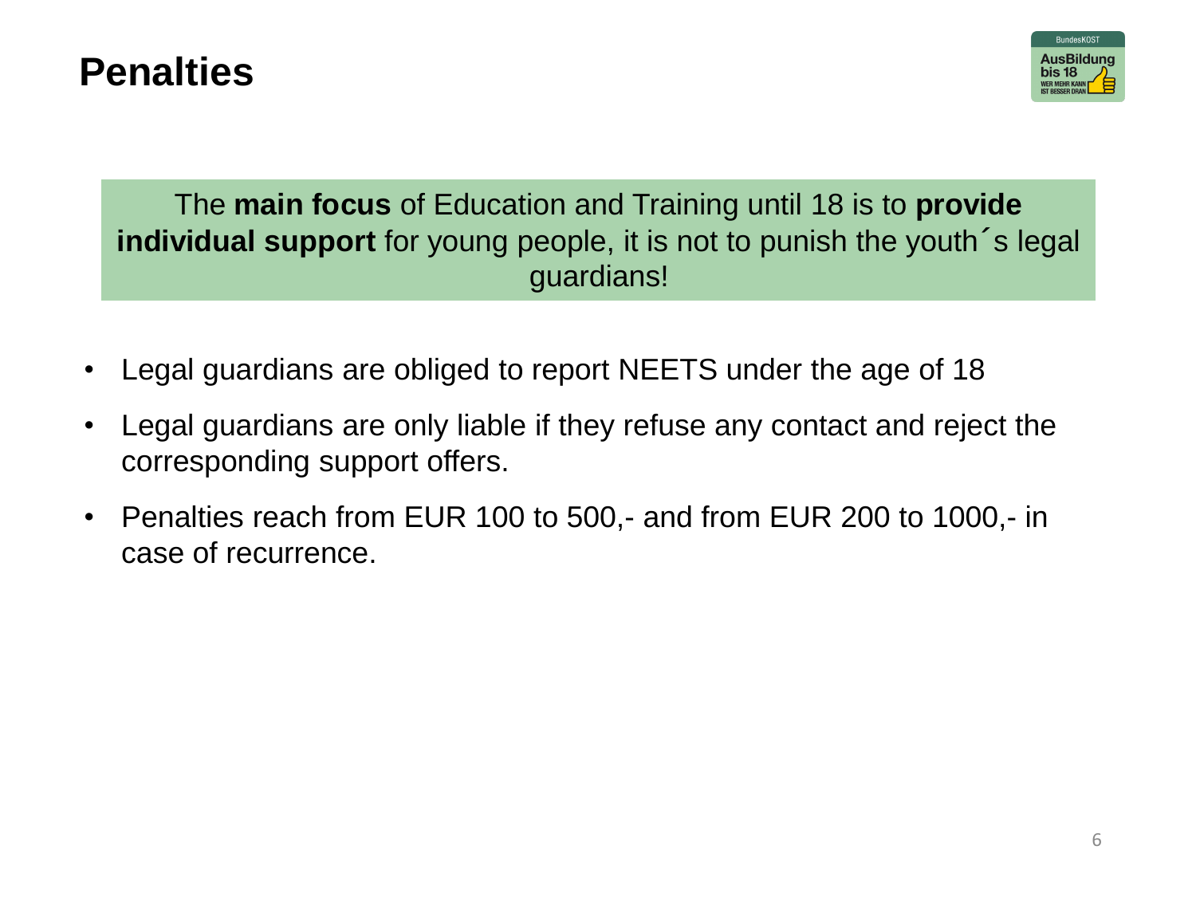# Penalties

The **main focus** of Education and Training until 18 is to **provide individual support** for young people, it is not to punish the youth´s legal guardians!

- Legal guardians are obliged to report NEETS under the age of 18
- Legal guardians are only liable if they refuse any contact and reject the corresponding support offers.
- Penalties reach from EUR 100 to 500,- and from EUR 200 to 1000,- in case of recurrence.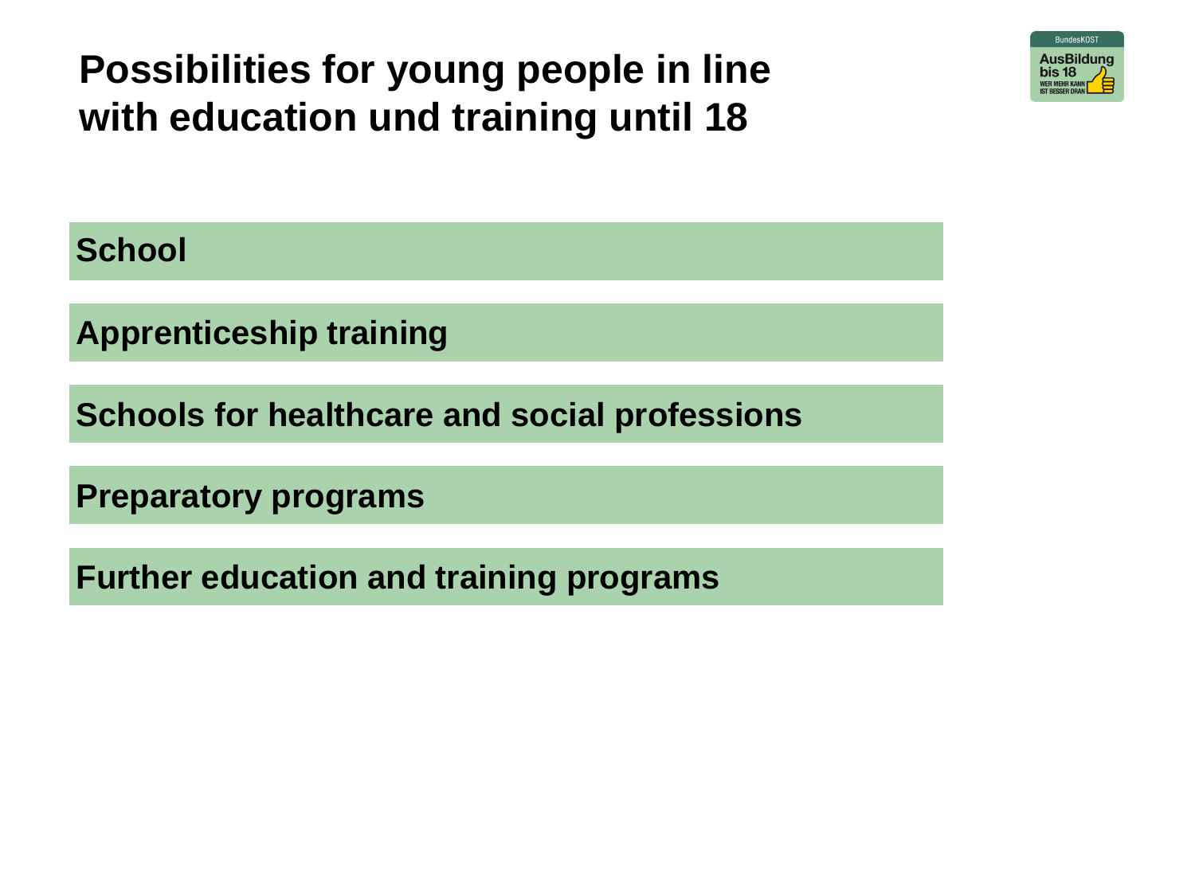# Possibilities for young people in line with education und training until 18

**School**

**Apprenticeship training**

**Schools for healthcare and social professions**

**Preparatory programs**

**Further education and training programs**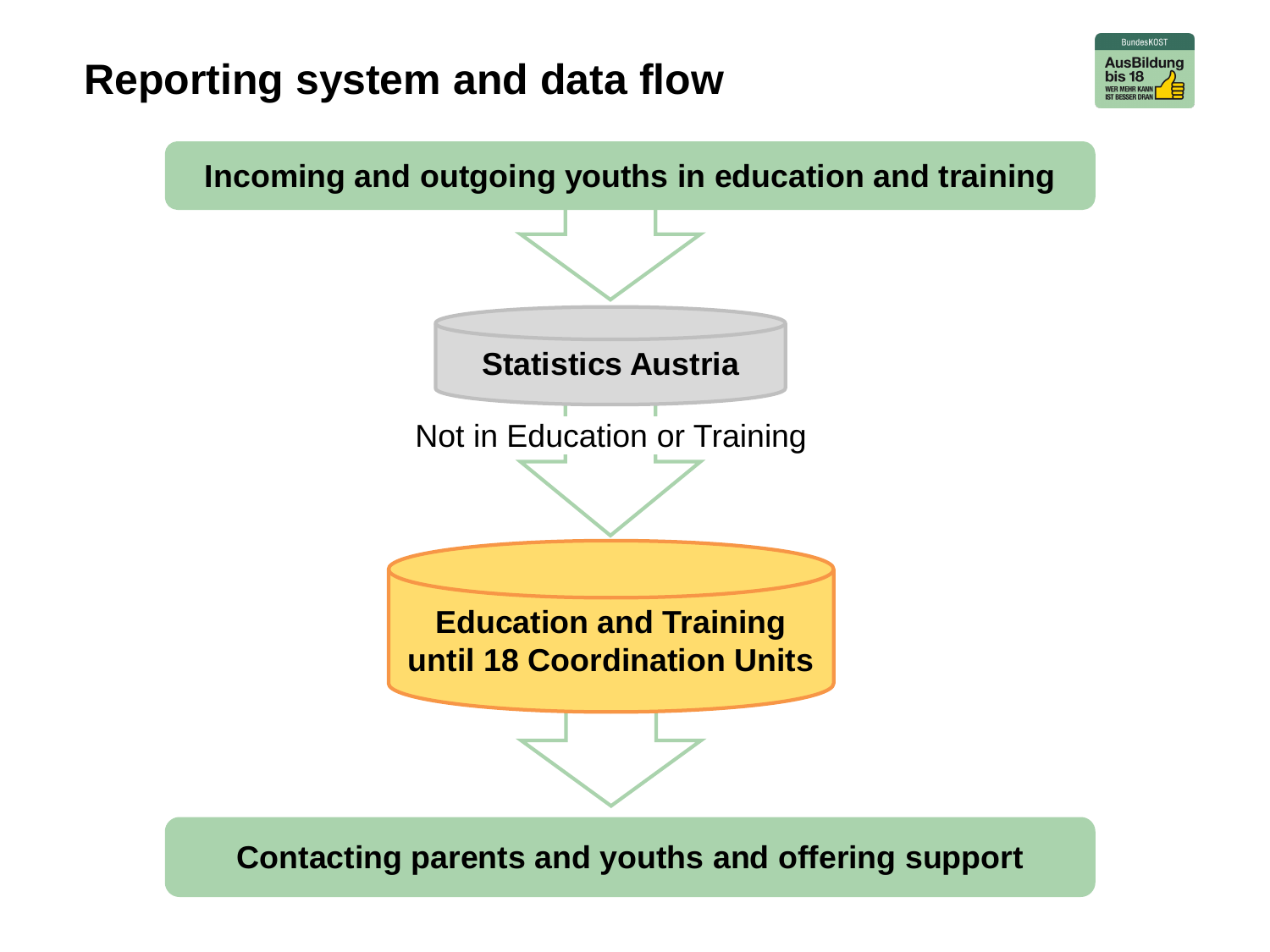# Reporting system and data flow

Incoming and outgoing youths in education and training

Statistics Austria

Not in Education or Training

Education and Training until 18 Coordination Units

Contacting parents and youths and offering support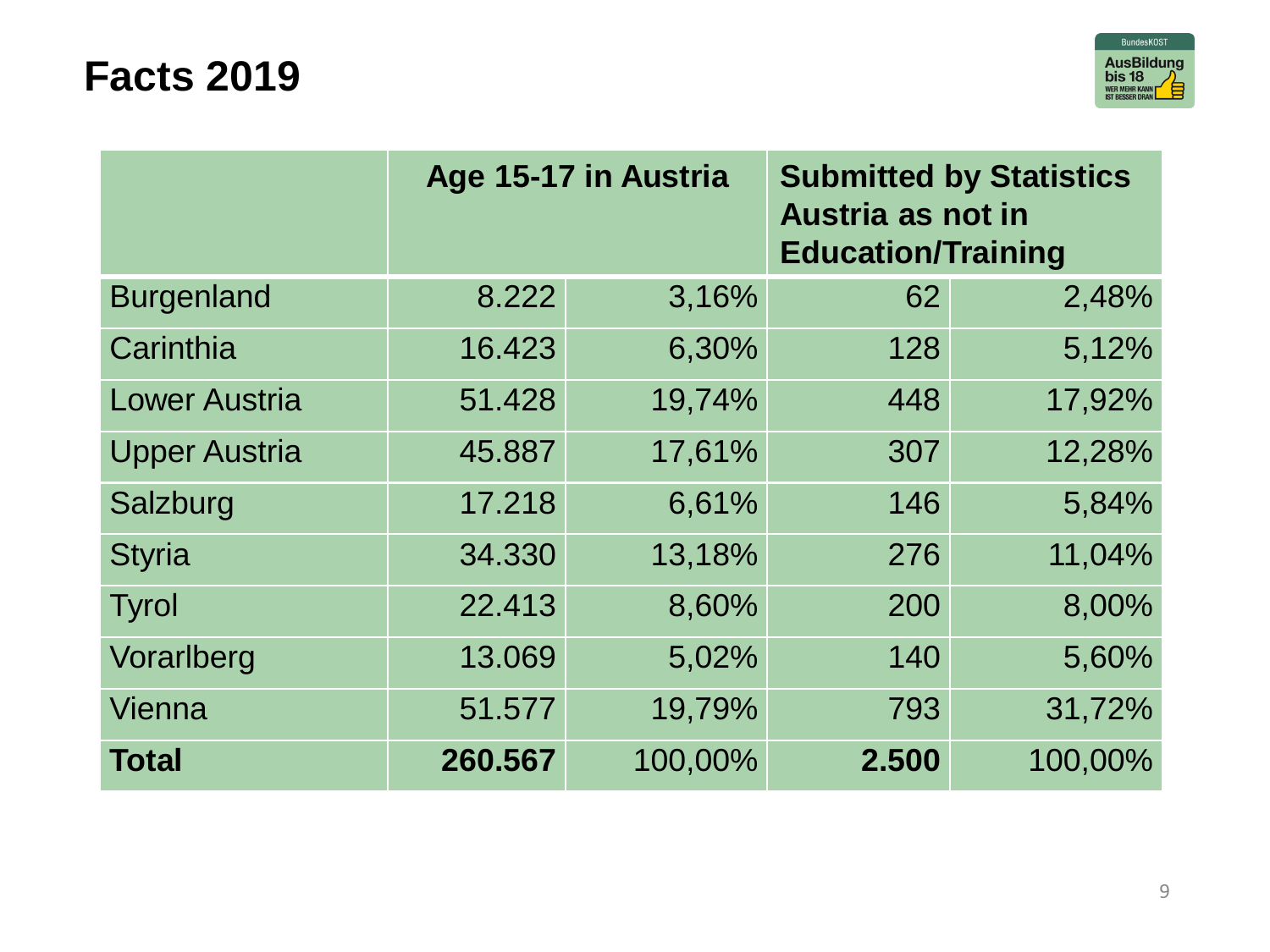# Facts 2019

| | Age 15-17 in Austria | | Submitted by Statistics Austria as not in Education/Training | |
|---|---|---|---|---|
| Burgenland | 8.222 | 3,16% | 62 | 2,48% |
| Carinthia | 16.423 | 6,30% | 128 | 5,12% |
| Lower Austria | 51.428 | 19,74% | 448 | 17,92% |
| Upper Austria | 45.887 | 17,61% | 307 | 12,28% |
| Salzburg | 17.218 | 6,61% | 146 | 5,84% |
| Styria | 34.330 | 13,18% | 276 | 11,04% |
| Tyrol | 22.413 | 8,60% | 200 | 8,00% |
| Vorarlberg | 13.069 | 5,02% | 140 | 5,60% |
| Vienna | 51.577 | 19,79% | 793 | 31,72% |
| **Total** | **260.567** | 100,00% | **2.500** | 100,00% |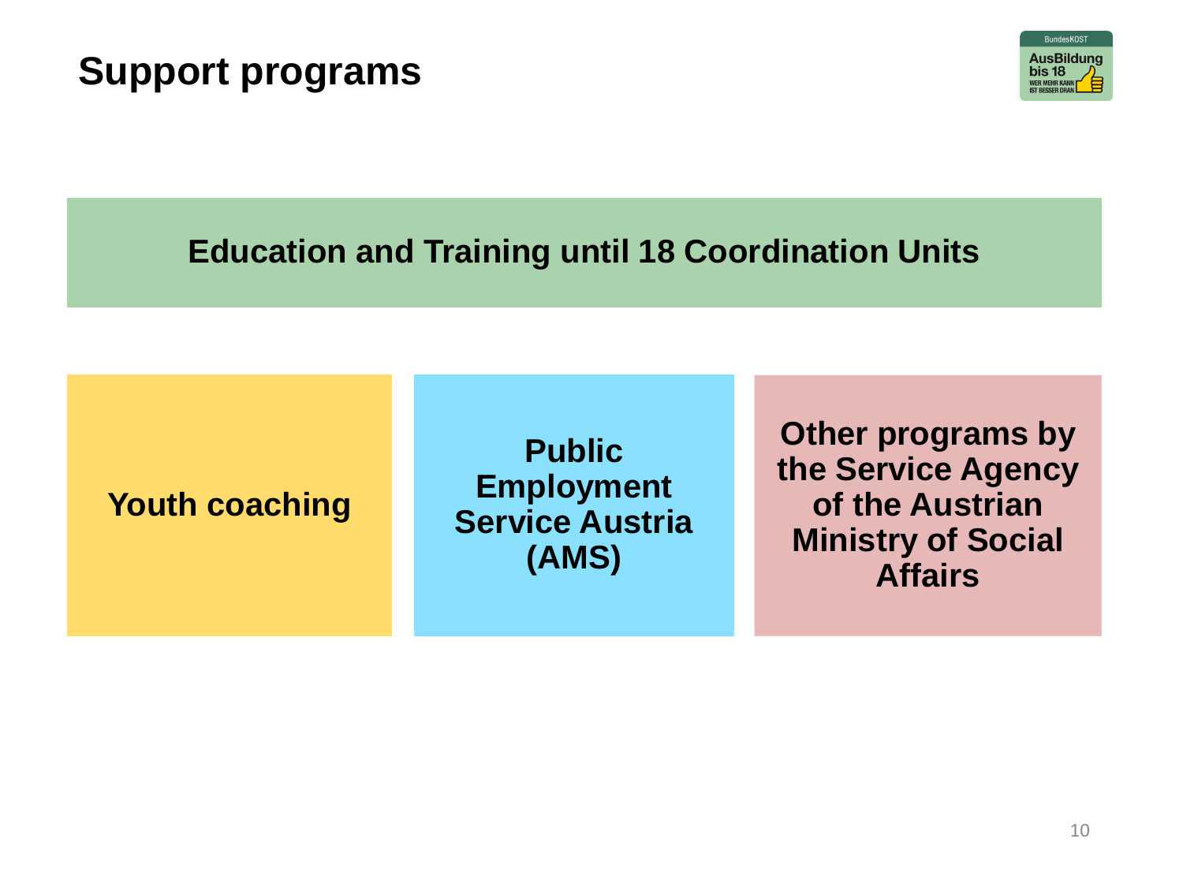# Support programs

**Education and Training until 18 Coordination Units**

**Youth coaching**

**Public Employment Service Austria (AMS)**

**Other programs by the Service Agency of the Austrian Ministry of Social Affairs**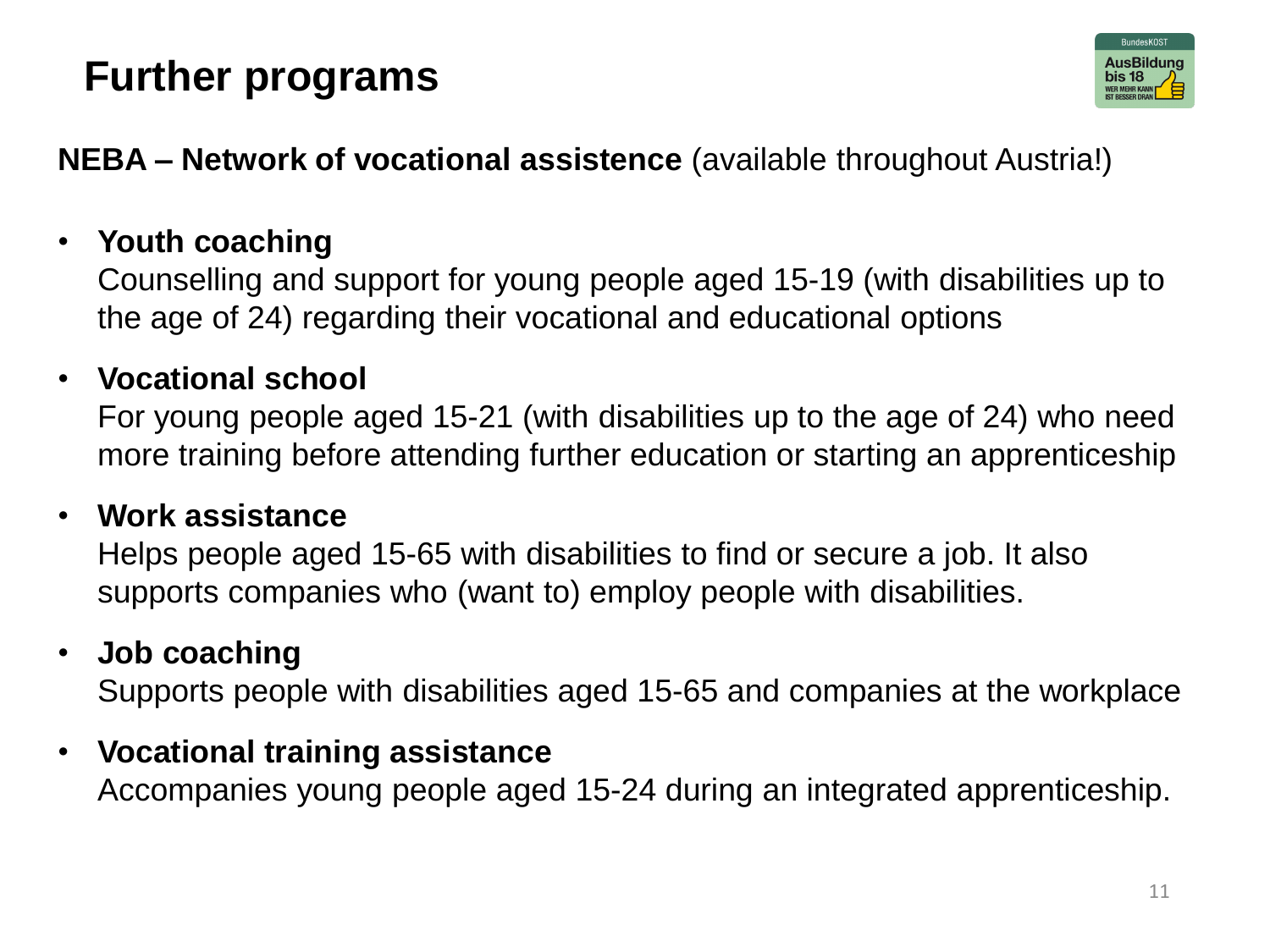# Further programs

**NEBA – Network of vocational assistence** (available throughout Austria!)

- **Youth coaching**
  Counselling and support for young people aged 15-19 (with disabilities up to the age of 24) regarding their vocational and educational options

- **Vocational school**
  For young people aged 15-21 (with disabilities up to the age of 24) who need more training before attending further education or starting an apprenticeship

- **Work assistance**
  Helps people aged 15-65 with disabilities to find or secure a job. It also supports companies who (want to) employ people with disabilities.

- **Job coaching**
  Supports people with disabilities aged 15-65 and companies at the workplace

- **Vocational training assistance**
  Accompanies young people aged 15-24 during an integrated apprenticeship.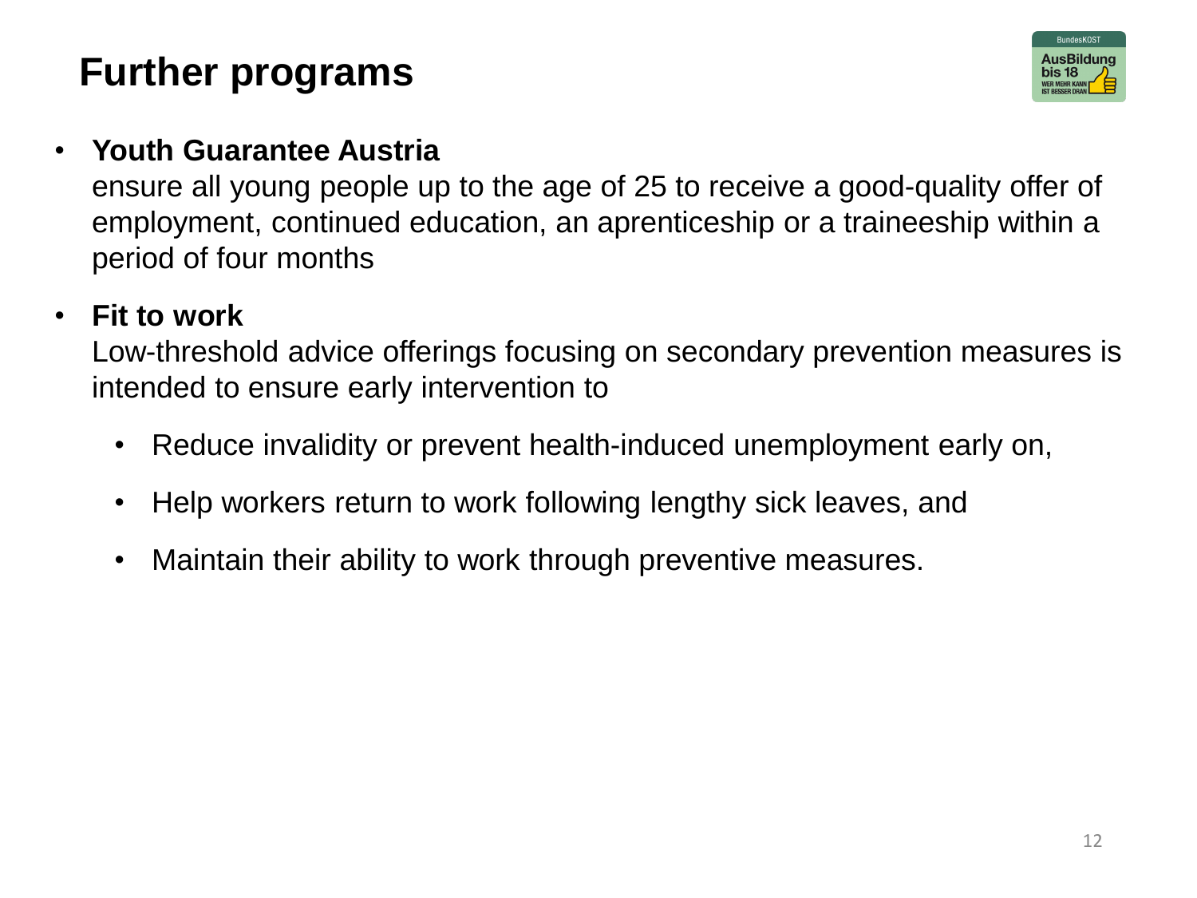# Further programs

- **Youth Guarantee Austria**
  ensure all young people up to the age of 25 to receive a good-quality offer of employment, continued education, an aprenticeship or a traineeship within a period of four months

- **Fit to work**
  Low-threshold advice offerings focusing on secondary prevention measures is intended to ensure early intervention to
  - Reduce invalidity or prevent health-induced unemployment early on,
  - Help workers return to work following lengthy sick leaves, and
  - Maintain their ability to work through preventive measures.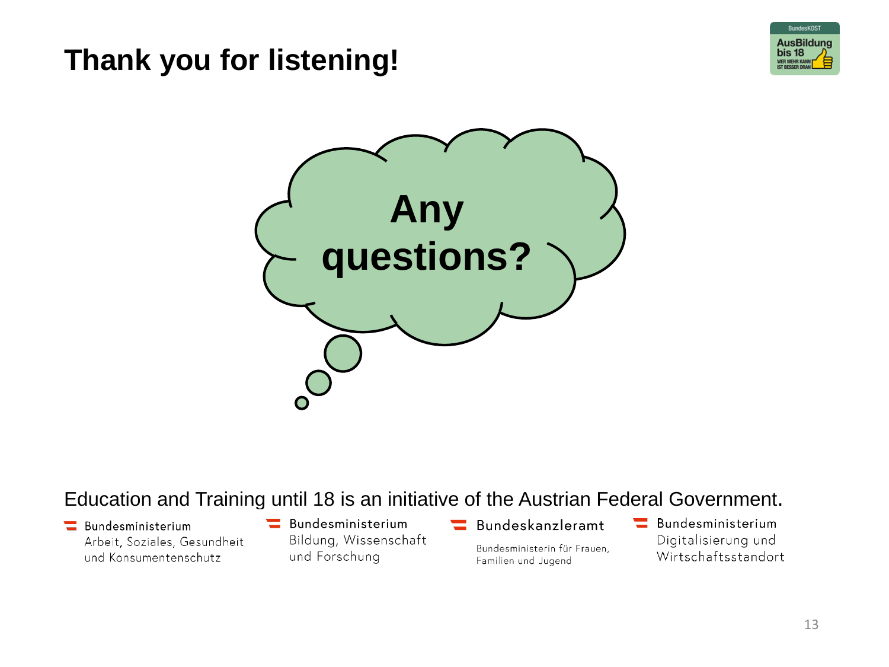# Thank you for listening!

BundesKOST

AusBildung bis 18

WER MEHR KANN IST BESSER DRAN

**Any questions?**

Education and Training until 18 is an initiative of the Austrian Federal Government.

Bundesministerium
Arbeit, Soziales, Gesundheit und Konsumentenschutz

Bundesministerium
Bildung, Wissenschaft und Forschung

Bundeskanzleramt
Bundesministerin für Frauen, Familien und Jugend

Bundesministerium
Digitalisierung und Wirtschaftsstandort